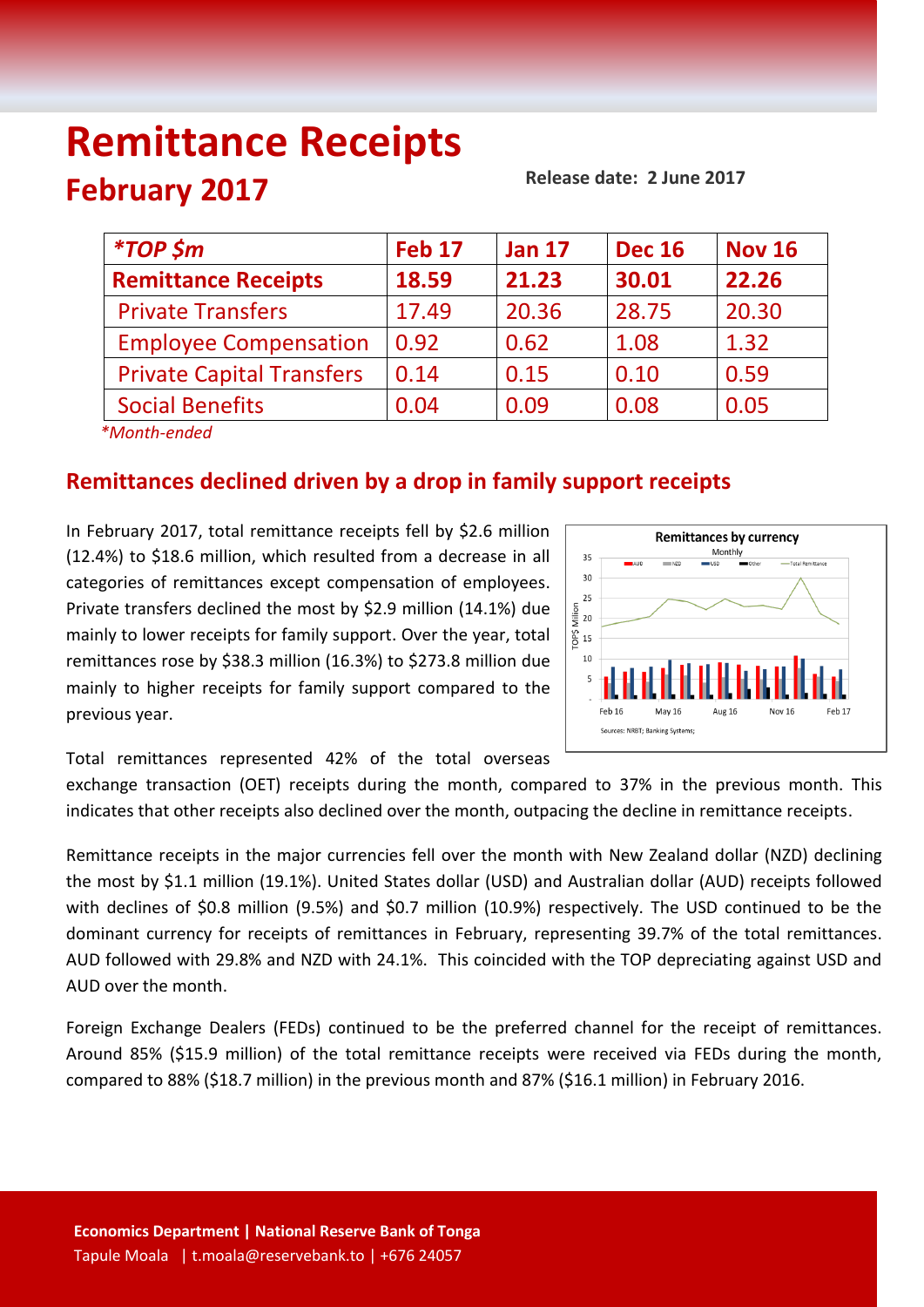# Remittance Receipts

## February 2017

**Release date: 2 June 2017**

| *TOP $m | Feb 17 | Jan 17 | Dec 16 | Nov 16 |
|---|---|---|---|---|
| **Remittance Receipts** | **18.59** | **21.23** | **30.01** | **22.26** |
| Private Transfers | 17.49 | 20.36 | 28.75 | 20.30 |
| Employee Compensation | 0.92 | 0.62 | 1.08 | 1.32 |
| Private Capital Transfers | 0.14 | 0.15 | 0.10 | 0.59 |
| Social Benefits | 0.04 | 0.09 | 0.08 | 0.05 |

*Month-ended*

## Remittances declined driven by a drop in family support receipts

In February 2017, total remittance receipts fell by $2.6 million (12.4%) to $18.6 million, which resulted from a decrease in all categories of remittances except compensation of employees. Private transfers declined the most by $2.9 million (14.1%) due mainly to lower receipts for family support. Over the year, total remittances rose by $38.3 million (16.3%) to $273.8 million due mainly to higher receipts for family support compared to the previous year.

Total remittances represented 42% of the total overseas exchange transaction (OET) receipts during the month, compared to 37% in the previous month. This indicates that other receipts also declined over the month, outpacing the decline in remittance receipts.

Remittance receipts in the major currencies fell over the month with New Zealand dollar (NZD) declining the most by $1.1 million (19.1%). United States dollar (USD) and Australian dollar (AUD) receipts followed with declines of $0.8 million (9.5%) and $0.7 million (10.9%) respectively. The USD continued to be the dominant currency for receipts of remittances in February, representing 39.7% of the total remittances. AUD followed with 29.8% and NZD with 24.1%. This coincided with the TOP depreciating against USD and AUD over the month.

Foreign Exchange Dealers (FEDs) continued to be the preferred channel for the receipt of remittances. Around 85% ($15.9 million) of the total remittance receipts were received via FEDs during the month, compared to 88% ($18.7 million) in the previous month and 87% ($16.1 million) in February 2016.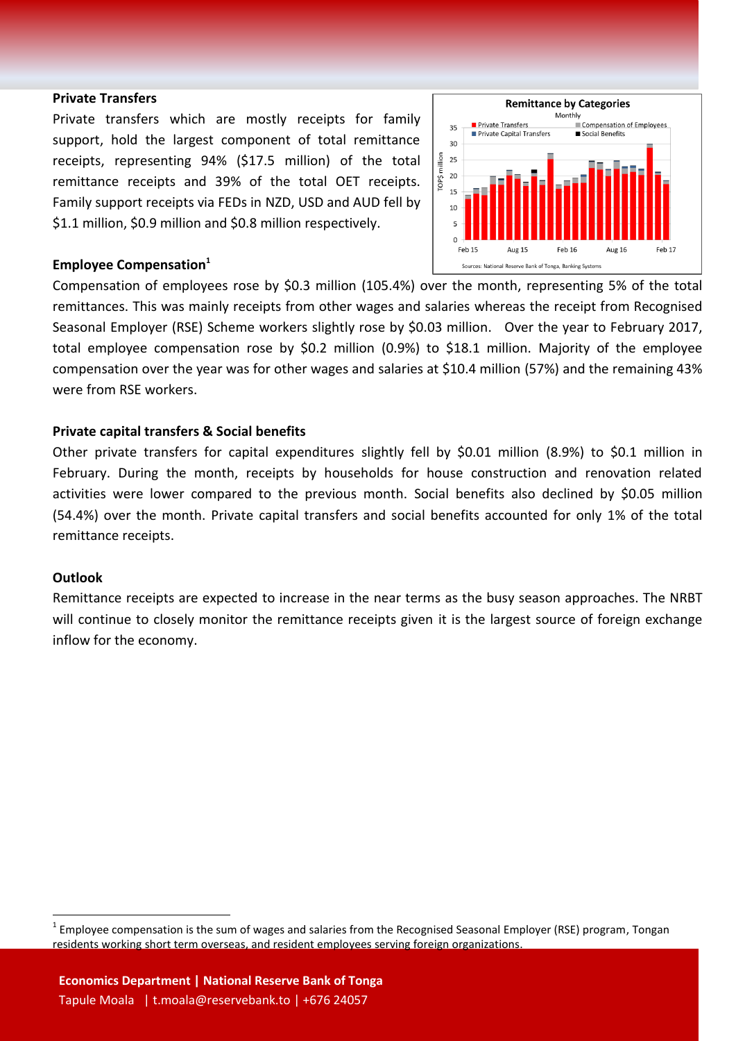## Private Transfers

Private transfers which are mostly receipts for family support, hold the largest component of total remittance receipts, representing 94% ($17.5 million) of the total remittance receipts and 39% of the total OET receipts. Family support receipts via FEDs in NZD, USD and AUD fell by $1.1 million, $0.9 million and $0.8 million respectively.

## Employee Compensation[1]

Compensation of employees rose by $0.3 million (105.4%) over the month, representing 5% of the total remittances. This was mainly receipts from other wages and salaries whereas the receipt from Recognised Seasonal Employer (RSE) Scheme workers slightly rose by $0.03 million. Over the year to February 2017, total employee compensation rose by $0.2 million (0.9%) to $18.1 million. Majority of the employee compensation over the year was for other wages and salaries at $10.4 million (57%) and the remaining 43% were from RSE workers.

## Private capital transfers & Social benefits

Other private transfers for capital expenditures slightly fell by $0.01 million (8.9%) to $0.1 million in February. During the month, receipts by households for house construction and renovation related activities were lower compared to the previous month. Social benefits also declined by $0.05 million (54.4%) over the month. Private capital transfers and social benefits accounted for only 1% of the total remittance receipts.

## Outlook

Remittance receipts are expected to increase in the near terms as the busy season approaches. The NRBT will continue to closely monitor the remittance receipts given it is the largest source of foreign exchange inflow for the economy.

[1] Employee compensation is the sum of wages and salaries from the Recognised Seasonal Employer (RSE) program, Tongan residents working short term overseas, and resident employees serving foreign organizations.

**Economics Department | National Reserve Bank of Tonga**
Tapule Moala | t.moala@reservebank.to | +676 24057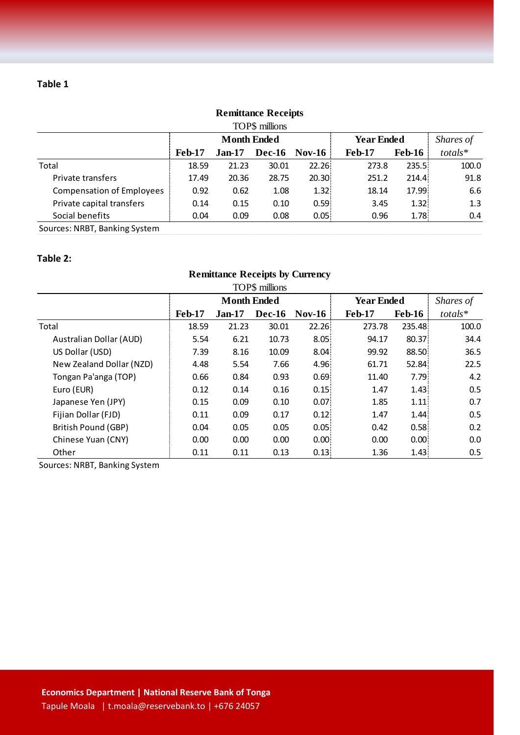**Table 1**

**Remittance Receipts**

TOP$ millions

| | Month Ended | | | | Year Ended | | *Shares of* |
|---|---|---|---|---|---|---|---|
| | **Feb-17** | **Jan-17** | **Dec-16** | **Nov-16** | **Feb-17** | **Feb-16** | *totals** |
| Total | 18.59 | 21.23 | 30.01 | 22.26 | 273.8 | 235.5 | 100.0 |
| Private transfers | 17.49 | 20.36 | 28.75 | 20.30 | 251.2 | 214.4 | 91.8 |
| Compensation of Employees | 0.92 | 0.62 | 1.08 | 1.32 | 18.14 | 17.99 | 6.6 |
| Private capital transfers | 0.14 | 0.15 | 0.10 | 0.59 | 3.45 | 1.32 | 1.3 |
| Social benefits | 0.04 | 0.09 | 0.08 | 0.05 | 0.96 | 1.78 | 0.4 |

Sources: NRBT, Banking System

**Table 2:**

**Remittance Receipts by Currency**

TOP$ millions

| | Month Ended | | | | Year Ended | | *Shares of* |
|---|---|---|---|---|---|---|---|
| | **Feb-17** | **Jan-17** | **Dec-16** | **Nov-16** | **Feb-17** | **Feb-16** | *totals** |
| Total | 18.59 | 21.23 | 30.01 | 22.26 | 273.78 | 235.48 | 100.0 |
| Australian Dollar (AUD) | 5.54 | 6.21 | 10.73 | 8.05 | 94.17 | 80.37 | 34.4 |
| US Dollar (USD) | 7.39 | 8.16 | 10.09 | 8.04 | 99.92 | 88.50 | 36.5 |
| New Zealand Dollar (NZD) | 4.48 | 5.54 | 7.66 | 4.96 | 61.71 | 52.84 | 22.5 |
| Tongan Pa'anga (TOP) | 0.66 | 0.84 | 0.93 | 0.69 | 11.40 | 7.79 | 4.2 |
| Euro (EUR) | 0.12 | 0.14 | 0.16 | 0.15 | 1.47 | 1.43 | 0.5 |
| Japanese Yen (JPY) | 0.15 | 0.09 | 0.10 | 0.07 | 1.85 | 1.11 | 0.7 |
| Fijian Dollar (FJD) | 0.11 | 0.09 | 0.17 | 0.12 | 1.47 | 1.44 | 0.5 |
| British Pound (GBP) | 0.04 | 0.05 | 0.05 | 0.05 | 0.42 | 0.58 | 0.2 |
| Chinese Yuan (CNY) | 0.00 | 0.00 | 0.00 | 0.00 | 0.00 | 0.00 | 0.0 |
| Other | 0.11 | 0.11 | 0.13 | 0.13 | 1.36 | 1.43 | 0.5 |

Sources: NRBT, Banking System

**Economics Department | National Reserve Bank of Tonga**

Tapule Moala | t.moala@reservebank.to | +676 24057